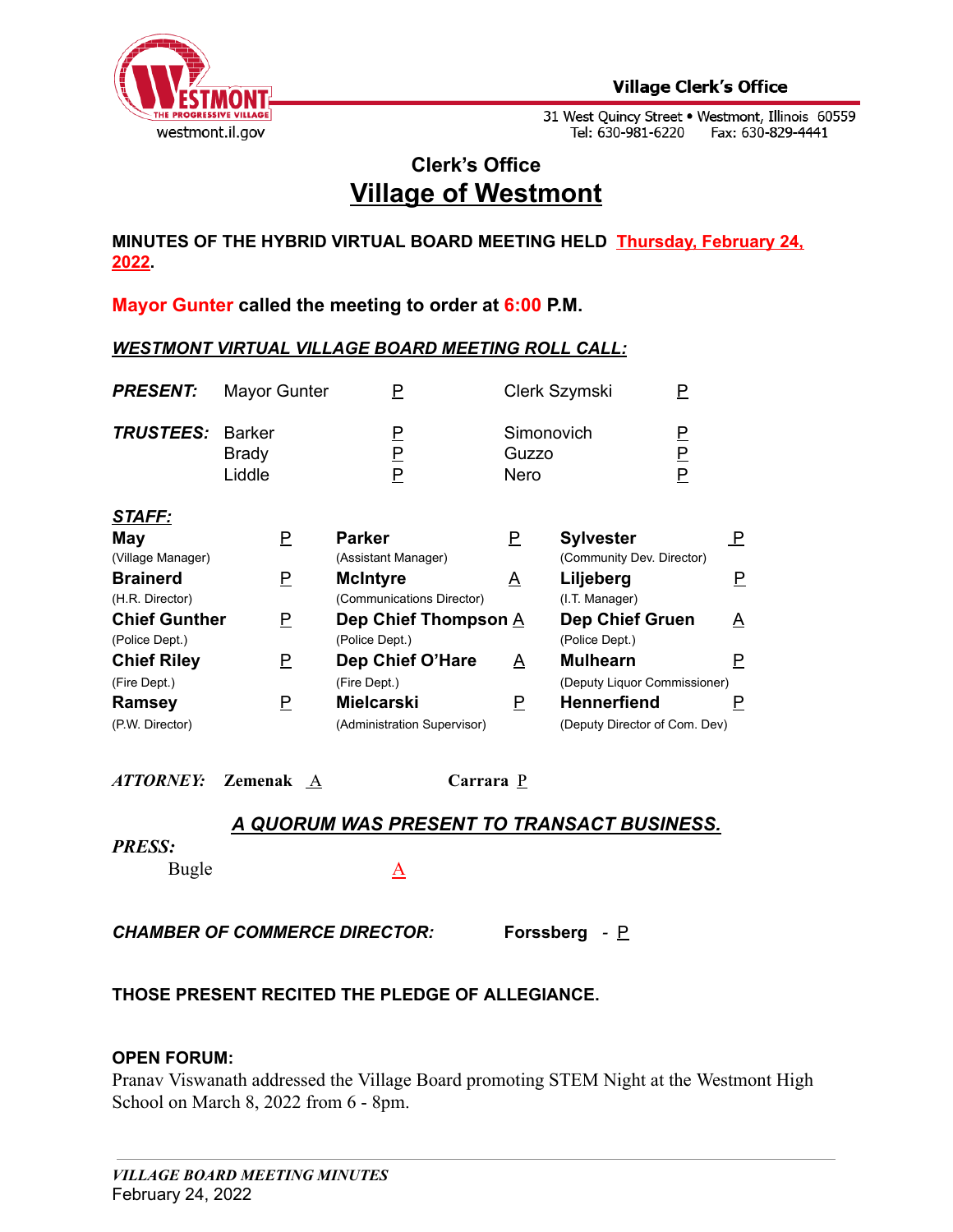Village Clerk's Office

31 West Quincy Street • Westmont, Illinois 60559
Tel: 630-981-6220 Fax: 630-829-4441

westmont.il.gov

## Clerk's Office
## Village of Westmont

**MINUTES OF THE HYBRID VIRTUAL BOARD MEETING HELD Thursday, February 24, 2022.**

**Mayor Gunter called the meeting to order at 6:00 P.M.**

***WESTMONT VIRTUAL VILLAGE BOARD MEETING ROLL CALL:***

| | | | | |
|---|---|---|---|---|
| ***PRESENT:*** | Mayor Gunter | P | Clerk Szymski | P |
| ***TRUSTEES:*** | Barker | P | Simonovich | P |
| | Brady | P | Guzzo | P |
| | Liddle | P | Nero | P |

***STAFF:***

| | | | | | |
|---|---|---|---|---|---|
| **May** (Village Manager) | P | **Parker** (Assistant Manager) | P | **Sylvester** (Community Dev. Director) | P |
| **Brainerd** (H.R. Director) | P | **McIntyre** (Communications Director) | A | **Liljeberg** (I.T. Manager) | P |
| **Chief Gunther** (Police Dept.) | P | **Dep Chief Thompson** (Police Dept.) | A | **Dep Chief Gruen** (Police Dept.) | A |
| **Chief Riley** (Fire Dept.) | P | **Dep Chief O'Hare** (Fire Dept.) | A | **Mulhearn** (Deputy Liquor Commissioner) | P |
| **Ramsey** (P.W. Director) | P | **Mielcarski** (Administration Supervisor) | P | **Hennerfiend** (Deputy Director of Com. Dev) | P |

***ATTORNEY:*** **Zemenak** A **Carrara** P

***A QUORUM WAS PRESENT TO TRANSACT BUSINESS.***

***PRESS:***

Bugle A

***CHAMBER OF COMMERCE DIRECTOR:*** **Forssberg** - P

**THOSE PRESENT RECITED THE PLEDGE OF ALLEGIANCE.**

**OPEN FORUM:**

Pranav Viswanath addressed the Village Board promoting STEM Night at the Westmont High School on March 8, 2022 from 6 - 8pm.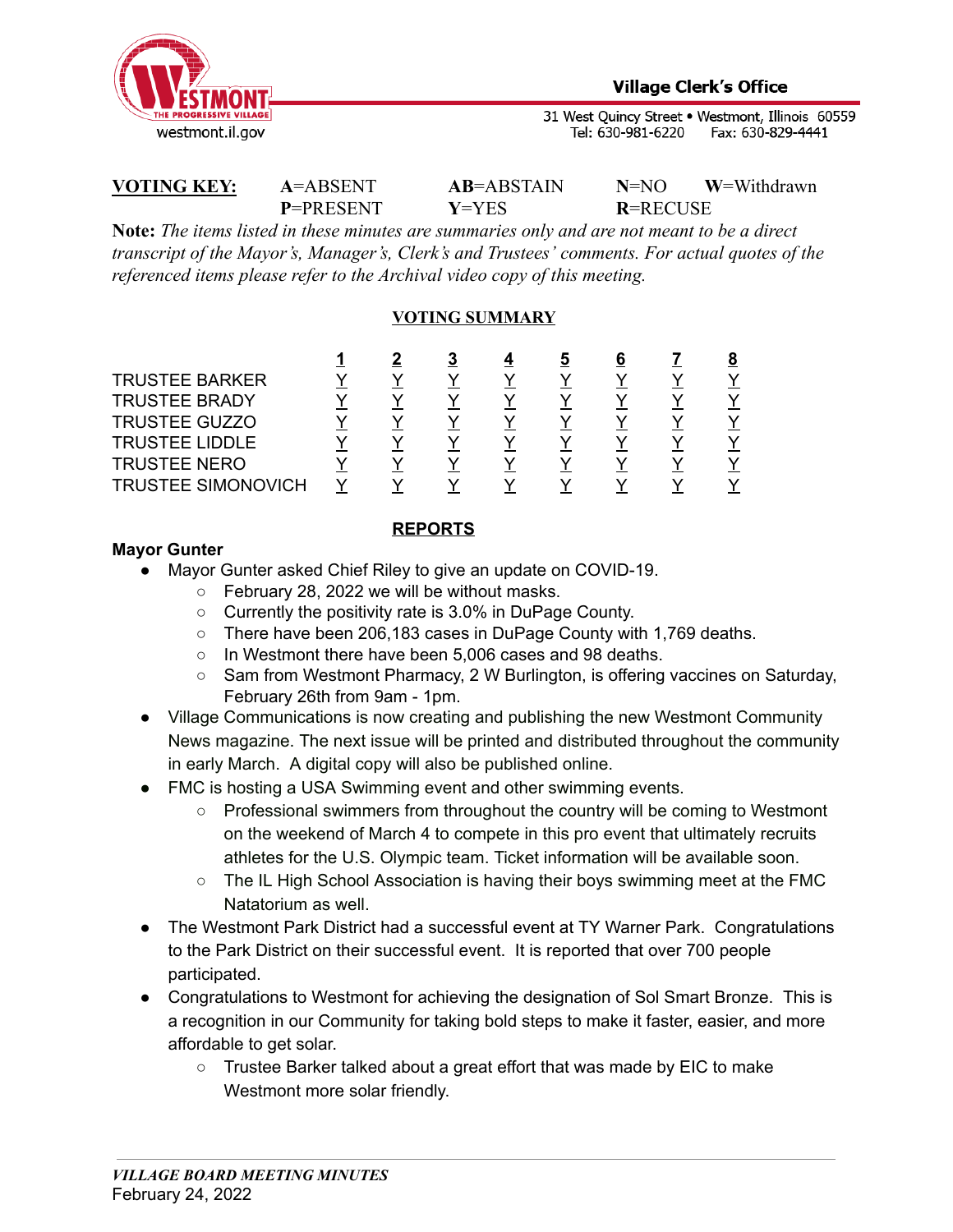**VOTING KEY:** **A**=ABSENT **AB**=ABSTAIN **N**=NO **W**=Withdrawn
**P**=PRESENT **Y**=YES **R**=RECUSE

**Note:** *The items listed in these minutes are summaries only and are not meant to be a direct transcript of the Mayor's, Manager's, Clerk's and Trustees' comments. For actual quotes of the referenced items please refer to the Archival video copy of this meeting.*

## VOTING SUMMARY

| | 1 | 2 | 3 | 4 | 5 | 6 | 7 | 8 |
|---|---|---|---|---|---|---|---|---|
| TRUSTEE BARKER | Y | Y | Y | Y | Y | Y | Y | Y |
| TRUSTEE BRADY | Y | Y | Y | Y | Y | Y | Y | Y |
| TRUSTEE GUZZO | Y | Y | Y | Y | Y | Y | Y | Y |
| TRUSTEE LIDDLE | Y | Y | Y | Y | Y | Y | Y | Y |
| TRUSTEE NERO | Y | Y | Y | Y | Y | Y | Y | Y |
| TRUSTEE SIMONOVICH | Y | Y | Y | Y | Y | Y | Y | Y |

## REPORTS

**Mayor Gunter**

- Mayor Gunter asked Chief Riley to give an update on COVID-19.
  - February 28, 2022 we will be without masks.
  - Currently the positivity rate is 3.0% in DuPage County.
  - There have been 206,183 cases in DuPage County with 1,769 deaths.
  - In Westmont there have been 5,006 cases and 98 deaths.
  - Sam from Westmont Pharmacy, 2 W Burlington, is offering vaccines on Saturday, February 26th from 9am - 1pm.
- Village Communications is now creating and publishing the new Westmont Community News magazine. The next issue will be printed and distributed throughout the community in early March. A digital copy will also be published online.
- FMC is hosting a USA Swimming event and other swimming events.
  - Professional swimmers from throughout the country will be coming to Westmont on the weekend of March 4 to compete in this pro event that ultimately recruits athletes for the U.S. Olympic team. Ticket information will be available soon.
  - The IL High School Association is having their boys swimming meet at the FMC Natatorium as well.
- The Westmont Park District had a successful event at TY Warner Park. Congratulations to the Park District on their successful event. It is reported that over 700 people participated.
- Congratulations to Westmont for achieving the designation of Sol Smart Bronze. This is a recognition in our Community for taking bold steps to make it faster, easier, and more affordable to get solar.
  - Trustee Barker talked about a great effort that was made by EIC to make Westmont more solar friendly.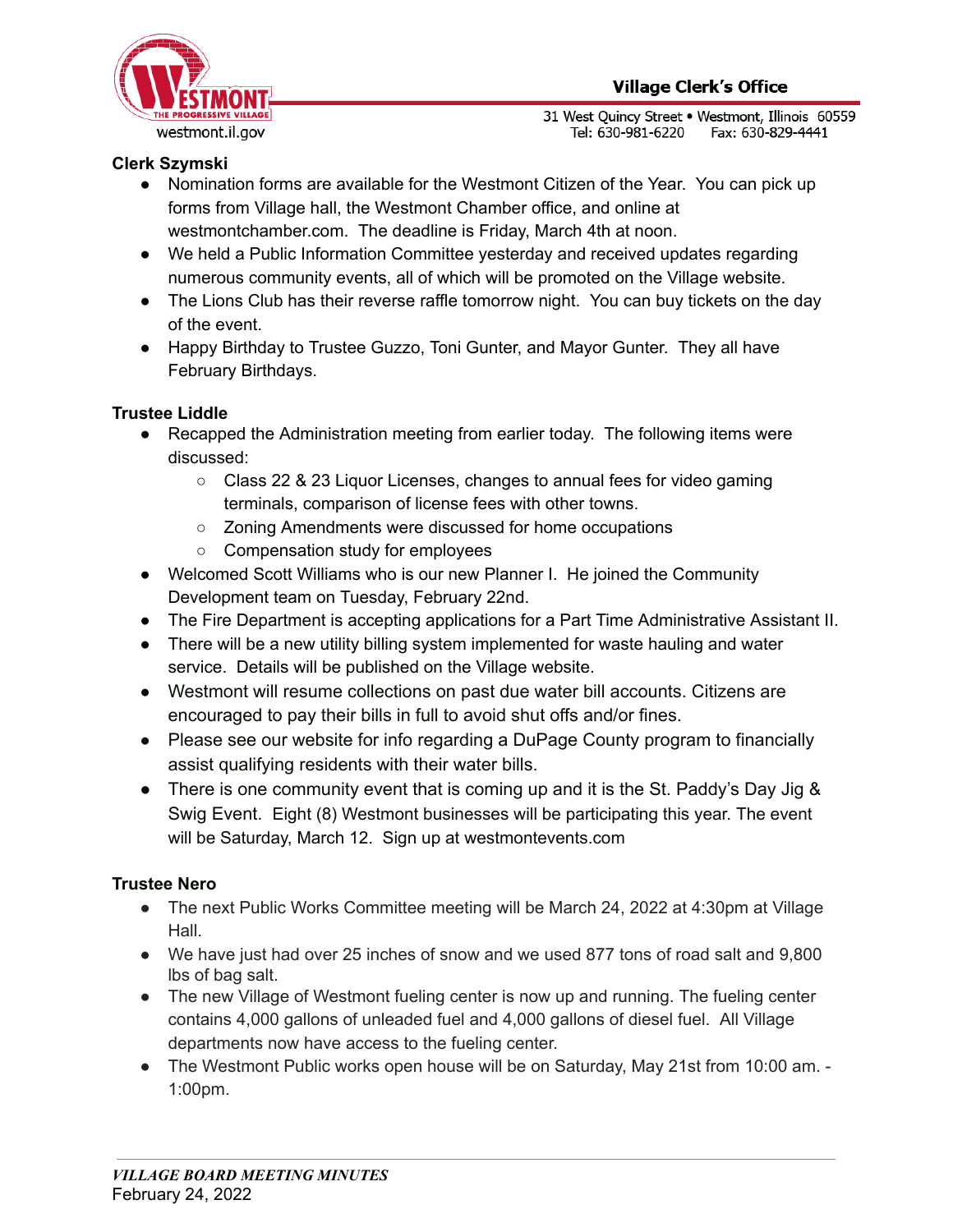**Clerk Szymski**

- Nomination forms are available for the Westmont Citizen of the Year. You can pick up forms from Village hall, the Westmont Chamber office, and online at westmontchamber.com. The deadline is Friday, March 4th at noon.
- We held a Public Information Committee yesterday and received updates regarding numerous community events, all of which will be promoted on the Village website.
- The Lions Club has their reverse raffle tomorrow night. You can buy tickets on the day of the event.
- Happy Birthday to Trustee Guzzo, Toni Gunter, and Mayor Gunter. They all have February Birthdays.

**Trustee Liddle**

- Recapped the Administration meeting from earlier today. The following items were discussed:
  - Class 22 & 23 Liquor Licenses, changes to annual fees for video gaming terminals, comparison of license fees with other towns.
  - Zoning Amendments were discussed for home occupations
  - Compensation study for employees
- Welcomed Scott Williams who is our new Planner I. He joined the Community Development team on Tuesday, February 22nd.
- The Fire Department is accepting applications for a Part Time Administrative Assistant II.
- There will be a new utility billing system implemented for waste hauling and water service. Details will be published on the Village website.
- Westmont will resume collections on past due water bill accounts. Citizens are encouraged to pay their bills in full to avoid shut offs and/or fines.
- Please see our website for info regarding a DuPage County program to financially assist qualifying residents with their water bills.
- There is one community event that is coming up and it is the St. Paddy's Day Jig & Swig Event. Eight (8) Westmont businesses will be participating this year. The event will be Saturday, March 12. Sign up at westmontevents.com

**Trustee Nero**

- The next Public Works Committee meeting will be March 24, 2022 at 4:30pm at Village Hall.
- We have just had over 25 inches of snow and we used 877 tons of road salt and 9,800 lbs of bag salt.
- The new Village of Westmont fueling center is now up and running. The fueling center contains 4,000 gallons of unleaded fuel and 4,000 gallons of diesel fuel. All Village departments now have access to the fueling center.
- The Westmont Public works open house will be on Saturday, May 21st from 10:00 am. - 1:00pm.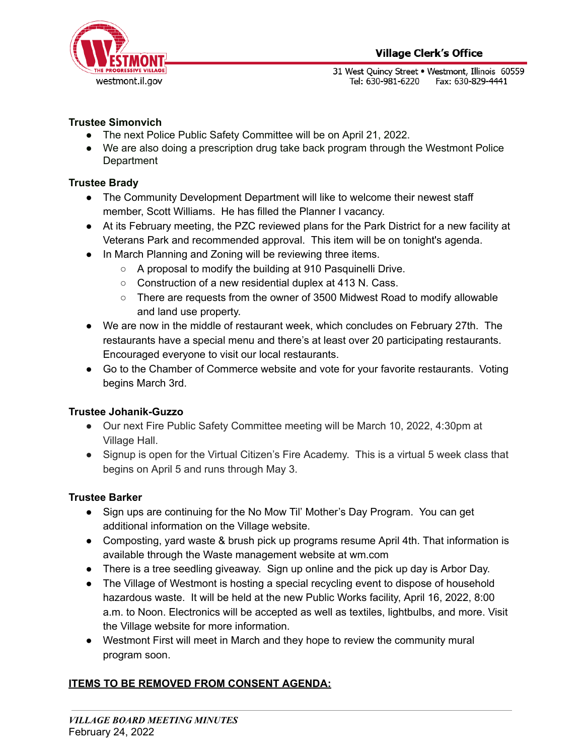**Trustee Simonvich**

- The next Police Public Safety Committee will be on April 21, 2022.
- We are also doing a prescription drug take back program through the Westmont Police Department

**Trustee Brady**

- The Community Development Department will like to welcome their newest staff member, Scott Williams. He has filled the Planner I vacancy.
- At its February meeting, the PZC reviewed plans for the Park District for a new facility at Veterans Park and recommended approval. This item will be on tonight's agenda.
- In March Planning and Zoning will be reviewing three items.
  - A proposal to modify the building at 910 Pasquinelli Drive.
  - Construction of a new residential duplex at 413 N. Cass.
  - There are requests from the owner of 3500 Midwest Road to modify allowable and land use property.
- We are now in the middle of restaurant week, which concludes on February 27th. The restaurants have a special menu and there's at least over 20 participating restaurants. Encouraged everyone to visit our local restaurants.
- Go to the Chamber of Commerce website and vote for your favorite restaurants. Voting begins March 3rd.

**Trustee Johanik-Guzzo**

- Our next Fire Public Safety Committee meeting will be March 10, 2022, 4:30pm at Village Hall.
- Signup is open for the Virtual Citizen's Fire Academy. This is a virtual 5 week class that begins on April 5 and runs through May 3.

**Trustee Barker**

- Sign ups are continuing for the No Mow Til' Mother's Day Program. You can get additional information on the Village website.
- Composting, yard waste & brush pick up programs resume April 4th. That information is available through the Waste management website at wm.com
- There is a tree seedling giveaway. Sign up online and the pick up day is Arbor Day.
- The Village of Westmont is hosting a special recycling event to dispose of household hazardous waste. It will be held at the new Public Works facility, April 16, 2022, 8:00 a.m. to Noon. Electronics will be accepted as well as textiles, lightbulbs, and more. Visit the Village website for more information.
- Westmont First will meet in March and they hope to review the community mural program soon.

**<u>ITEMS TO BE REMOVED FROM CONSENT AGENDA:</u>**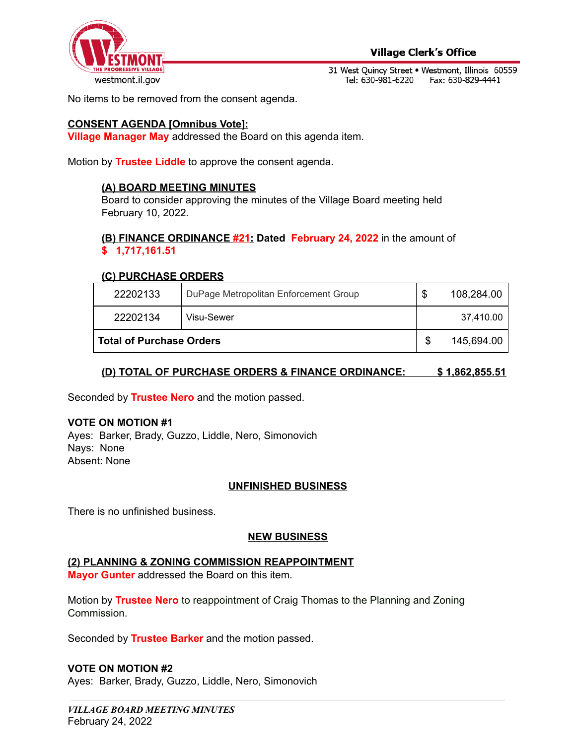No items to be removed from the consent agenda.

**CONSENT AGENDA [Omnibus Vote]:**
**Village Manager May** addressed the Board on this agenda item.

Motion by **Trustee Liddle** to approve the consent agenda.

**(A) BOARD MEETING MINUTES**
Board to consider approving the minutes of the Village Board meeting held February 10, 2022.

**(B) FINANCE ORDINANCE #21: Dated February 24, 2022** in the amount of **$ 1,717,161.51**

**(C) PURCHASE ORDERS**

| | | |
|---|---|---|
| 22202133 | DuPage Metropolitan Enforcement Group | $ 108,284.00 |
| 22202134 | Visu-Sewer | 37,410.00 |
| **Total of Purchase Orders** | | $ 145,694.00 |

**(D) TOTAL OF PURCHASE ORDERS & FINANCE ORDINANCE: $ 1,862,855.51**

Seconded by **Trustee Nero** and the motion passed.

**VOTE ON MOTION #1**
Ayes: Barker, Brady, Guzzo, Liddle, Nero, Simonovich
Nays: None
Absent: None

## UNFINISHED BUSINESS

There is no unfinished business.

## NEW BUSINESS

**(2) PLANNING & ZONING COMMISSION REAPPOINTMENT**
**Mayor Gunter** addressed the Board on this item.

Motion by **Trustee Nero** to reappointment of Craig Thomas to the Planning and Zoning Commission.

Seconded by **Trustee Barker** and the motion passed.

**VOTE ON MOTION #2**
Ayes: Barker, Brady, Guzzo, Liddle, Nero, Simonovich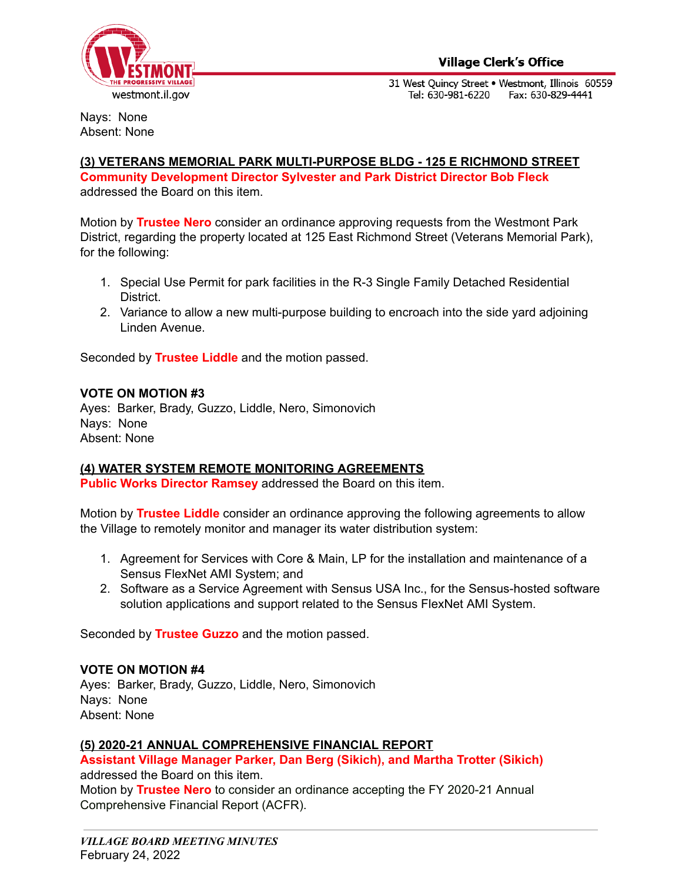Nays: None
Absent: None

**(3) VETERANS MEMORIAL PARK MULTI-PURPOSE BLDG - 125 E RICHMOND STREET**
**Community Development Director Sylvester and Park District Director Bob Fleck** addressed the Board on this item.

Motion by **Trustee Nero** consider an ordinance approving requests from the Westmont Park District, regarding the property located at 125 East Richmond Street (Veterans Memorial Park), for the following:

1. Special Use Permit for park facilities in the R-3 Single Family Detached Residential District.
2. Variance to allow a new multi-purpose building to encroach into the side yard adjoining Linden Avenue.

Seconded by **Trustee Liddle** and the motion passed.

**VOTE ON MOTION #3**
Ayes: Barker, Brady, Guzzo, Liddle, Nero, Simonovich
Nays: None
Absent: None

**(4) WATER SYSTEM REMOTE MONITORING AGREEMENTS**
**Public Works Director Ramsey** addressed the Board on this item.

Motion by **Trustee Liddle** consider an ordinance approving the following agreements to allow the Village to remotely monitor and manager its water distribution system:

1. Agreement for Services with Core & Main, LP for the installation and maintenance of a Sensus FlexNet AMI System; and
2. Software as a Service Agreement with Sensus USA Inc., for the Sensus-hosted software solution applications and support related to the Sensus FlexNet AMI System.

Seconded by **Trustee Guzzo** and the motion passed.

**VOTE ON MOTION #4**
Ayes: Barker, Brady, Guzzo, Liddle, Nero, Simonovich
Nays: None
Absent: None

**(5) 2020-21 ANNUAL COMPREHENSIVE FINANCIAL REPORT**
**Assistant Village Manager Parker, Dan Berg (Sikich), and Martha Trotter (Sikich)** addressed the Board on this item.
Motion by **Trustee Nero** to consider an ordinance accepting the FY 2020-21 Annual Comprehensive Financial Report (ACFR).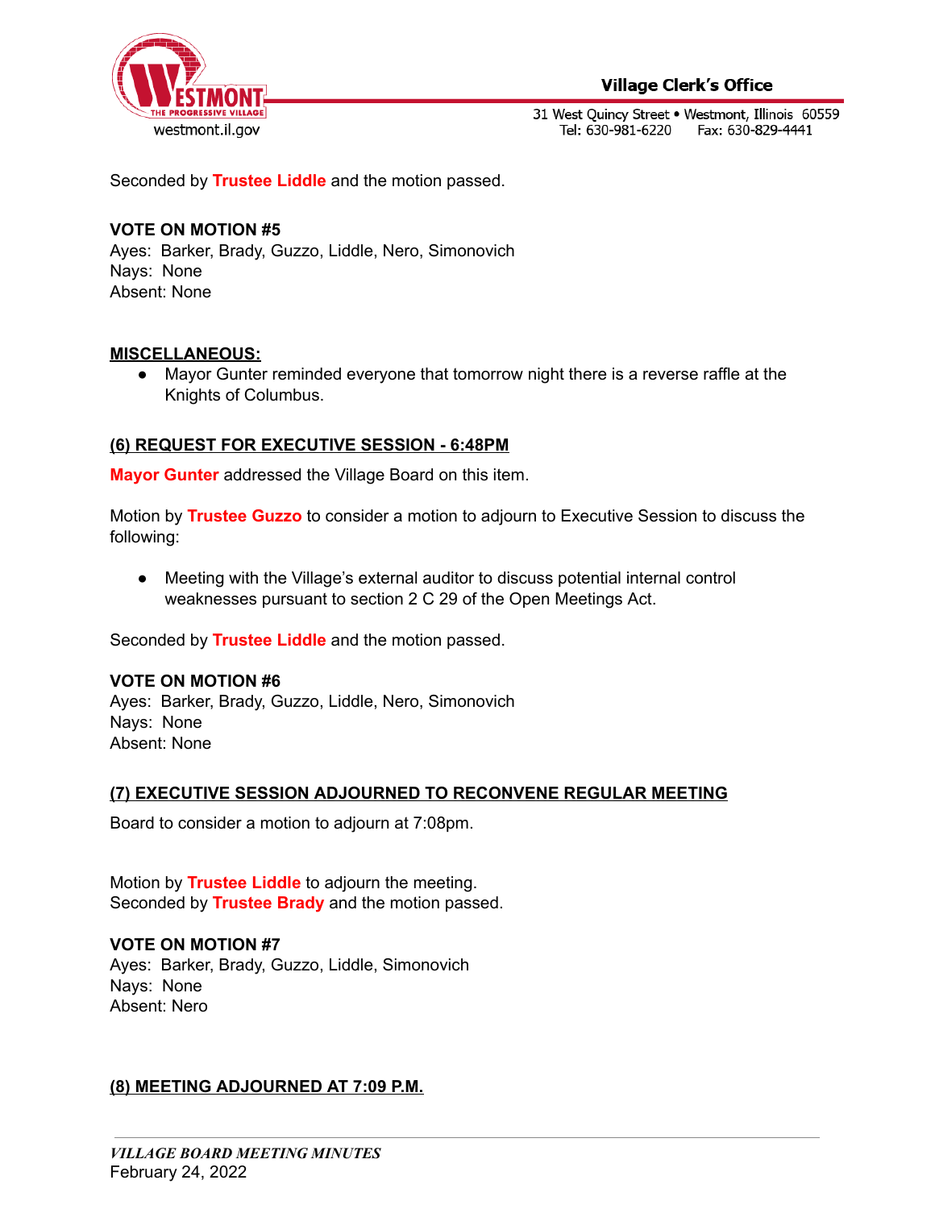Seconded by **Trustee Liddle** and the motion passed.

**VOTE ON MOTION #5**
Ayes: Barker, Brady, Guzzo, Liddle, Nero, Simonovich
Nays: None
Absent: None

**MISCELLANEOUS:**

- Mayor Gunter reminded everyone that tomorrow night there is a reverse raffle at the Knights of Columbus.

**(6) REQUEST FOR EXECUTIVE SESSION - 6:48PM**

**Mayor Gunter** addressed the Village Board on this item.

Motion by **Trustee Guzzo** to consider a motion to adjourn to Executive Session to discuss the following:

- Meeting with the Village's external auditor to discuss potential internal control weaknesses pursuant to section 2 C 29 of the Open Meetings Act.

Seconded by **Trustee Liddle** and the motion passed.

**VOTE ON MOTION #6**
Ayes: Barker, Brady, Guzzo, Liddle, Nero, Simonovich
Nays: None
Absent: None

**(7) EXECUTIVE SESSION ADJOURNED TO RECONVENE REGULAR MEETING**

Board to consider a motion to adjourn at 7:08pm.

Motion by **Trustee Liddle** to adjourn the meeting.
Seconded by **Trustee Brady** and the motion passed.

**VOTE ON MOTION #7**
Ayes: Barker, Brady, Guzzo, Liddle, Simonovich
Nays: None
Absent: Nero

**(8) MEETING ADJOURNED AT 7:09 P.M.**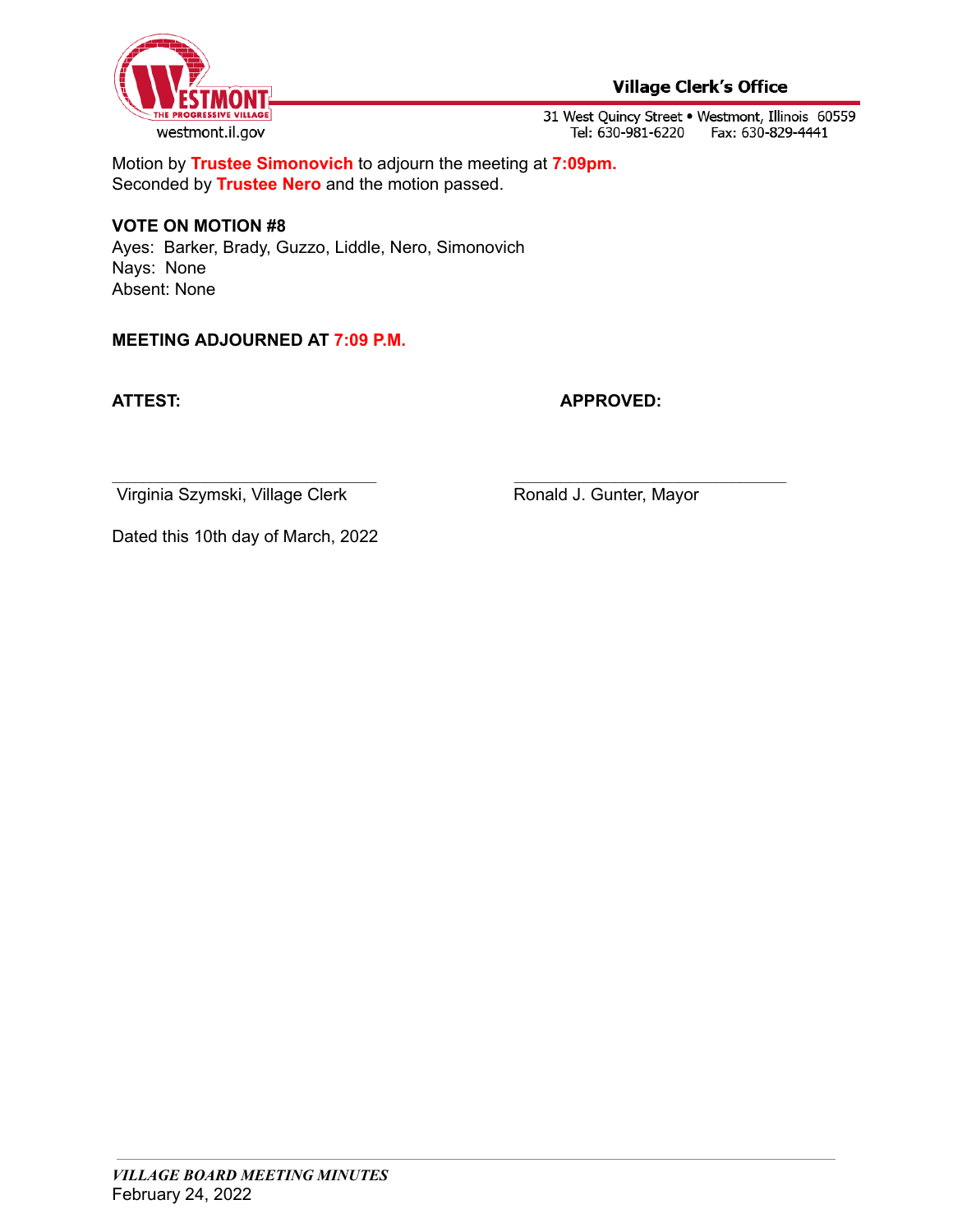Motion by **Trustee Simonovich** to adjourn the meeting at **7:09pm.**
Seconded by **Trustee Nero** and the motion passed.

**VOTE ON MOTION #8**
Ayes: Barker, Brady, Guzzo, Liddle, Nero, Simonovich
Nays: None
Absent: None

**MEETING ADJOURNED AT 7:09 P.M.**

**ATTEST:**

\_\_\_\_\_\_\_\_\_\_\_\_\_\_\_\_\_\_\_\_\_\_\_\_\_\_\_\_\_\_
Virginia Szymski, Village Clerk

**APPROVED:**

\_\_\_\_\_\_\_\_\_\_\_\_\_\_\_\_\_\_\_\_\_\_\_\_\_\_\_\_\_\_
Ronald J. Gunter, Mayor

Dated this 10th day of March, 2022